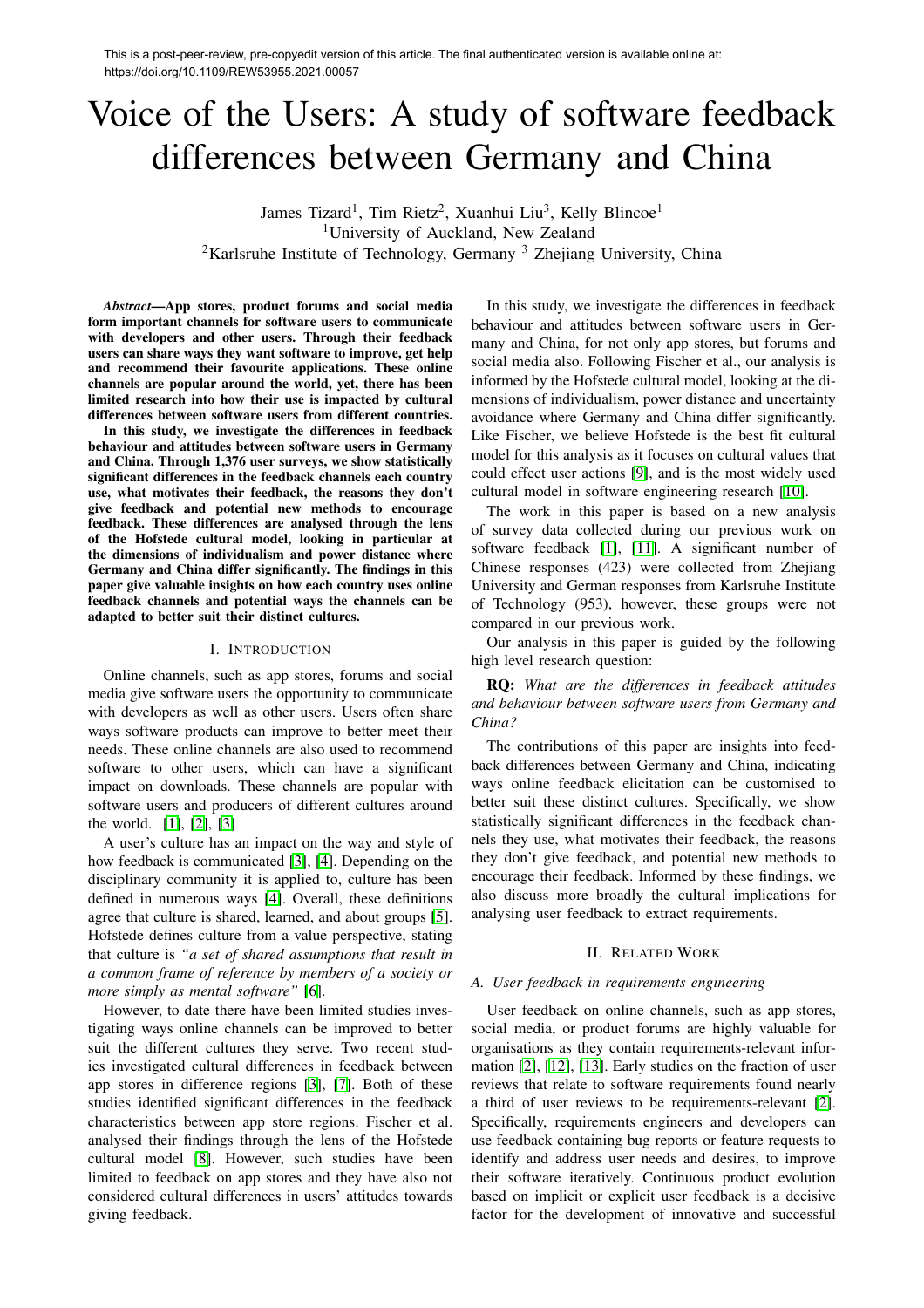This is a post-peer-review, pre-copyedit version of this article. The final authenticated version is available online at: https://doi.org/10.1109/REW53955.2021.00057

# Voice of the Users: A study of software feedback differences between Germany and China

James Tizard[1], Tim Rietz[2], Xuanhui Liu[3], Kelly Blincoe[1]
[1]University of Auckland, New Zealand
[2]Karlsruhe Institute of Technology, Germany [3] Zhejiang University, China

***Abstract*—App stores, product forums and social media form important channels for software users to communicate with developers and other users. Through their feedback users can share ways they want software to improve, get help and recommend their favourite applications. These online channels are popular around the world, yet, there has been limited research into how their use is impacted by cultural differences between software users from different countries.**

**In this study, we investigate the differences in feedback behaviour and attitudes between software users in Germany and China. Through 1,376 user surveys, we show statistically significant differences in the feedback channels each country use, what motivates their feedback, the reasons they don't give feedback and potential new methods to encourage feedback. These differences are analysed through the lens of the Hofstede cultural model, looking in particular at the dimensions of individualism and power distance where Germany and China differ significantly. The findings in this paper give valuable insights on how each country uses online feedback channels and potential ways the channels can be adapted to better suit their distinct cultures.**

## I. Introduction

Online channels, such as app stores, forums and social media give software users the opportunity to communicate with developers as well as other users. Users often share ways software products can improve to better meet their needs. These online channels are also used to recommend software to other users, which can have a significant impact on downloads. These channels are popular with software users and producers of different cultures around the world. [1], [2], [3]

A user's culture has an impact on the way and style of how feedback is communicated [3], [4]. Depending on the disciplinary community it is applied to, culture has been defined in numerous ways [4]. Overall, these definitions agree that culture is shared, learned, and about groups [5]. Hofstede defines culture from a value perspective, stating that culture is *"a set of shared assumptions that result in a common frame of reference by members of a society or more simply as mental software"* [6].

However, to date there have been limited studies investigating ways online channels can be improved to better suit the different cultures they serve. Two recent studies investigated cultural differences in feedback between app stores in difference regions [3], [7]. Both of these studies identified significant differences in the feedback characteristics between app store regions. Fischer et al. analysed their findings through the lens of the Hofstede cultural model [8]. However, such studies have been limited to feedback on app stores and they have also not considered cultural differences in users' attitudes towards giving feedback.

In this study, we investigate the differences in feedback behaviour and attitudes between software users in Germany and China, for not only app stores, but forums and social media also. Following Fischer et al., our analysis is informed by the Hofstede cultural model, looking at the dimensions of individualism, power distance and uncertainty avoidance where Germany and China differ significantly. Like Fischer, we believe Hofstede is the best fit cultural model for this analysis as it focuses on cultural values that could effect user actions [9], and is the most widely used cultural model in software engineering research [10].

The work in this paper is based on a new analysis of survey data collected during our previous work on software feedback [1], [11]. A significant number of Chinese responses (423) were collected from Zhejiang University and German responses from Karlsruhe Institute of Technology (953), however, these groups were not compared in our previous work.

Our analysis in this paper is guided by the following high level research question:

**RQ:** *What are the differences in feedback attitudes and behaviour between software users from Germany and China?*

The contributions of this paper are insights into feedback differences between Germany and China, indicating ways online feedback elicitation can be customised to better suit these distinct cultures. Specifically, we show statistically significant differences in the feedback channels they use, what motivates their feedback, the reasons they don't give feedback, and potential new methods to encourage their feedback. Informed by these findings, we also discuss more broadly the cultural implications for analysing user feedback to extract requirements.

## II. Related Work

### A. User feedback in requirements engineering

User feedback on online channels, such as app stores, social media, or product forums are highly valuable for organisations as they contain requirements-relevant information [2], [12], [13]. Early studies on the fraction of user reviews that relate to software requirements found nearly a third of user reviews to be requirements-relevant [2]. Specifically, requirements engineers and developers can use feedback containing bug reports or feature requests to identify and address user needs and desires, to improve their software iteratively. Continuous product evolution based on implicit or explicit user feedback is a decisive factor for the development of innovative and successful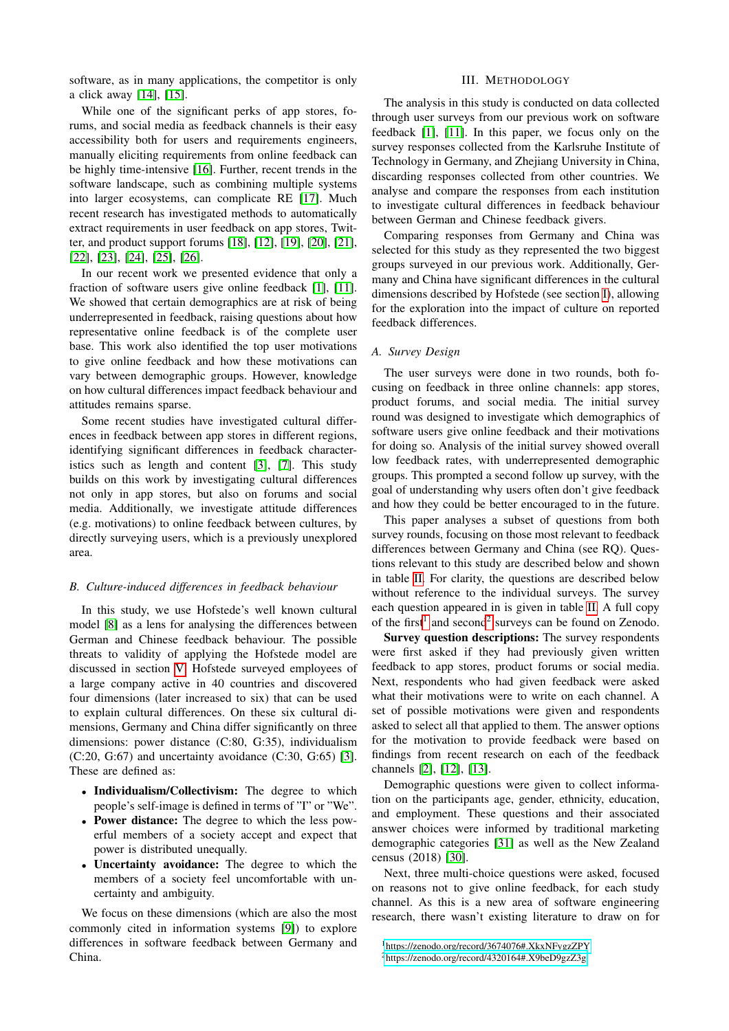software, as in many applications, the competitor is only a click away [14], [15].

While one of the significant perks of app stores, forums, and social media as feedback channels is their easy accessibility both for users and requirements engineers, manually eliciting requirements from online feedback can be highly time-intensive [16]. Further, recent trends in the software landscape, such as combining multiple systems into larger ecosystems, can complicate RE [17]. Much recent research has investigated methods to automatically extract requirements in user feedback on app stores, Twitter, and product support forums [18], [12], [19], [20], [21], [22], [23], [24], [25], [26].

In our recent work we presented evidence that only a fraction of software users give online feedback [1], [11]. We showed that certain demographics are at risk of being underrepresented in feedback, raising questions about how representative online feedback is of the complete user base. This work also identified the top user motivations to give online feedback and how these motivations can vary between demographic groups. However, knowledge on how cultural differences impact feedback behaviour and attitudes remains sparse.

Some recent studies have investigated cultural differences in feedback between app stores in different regions, identifying significant differences in feedback characteristics such as length and content [3], [7]. This study builds on this work by investigating cultural differences not only in app stores, but also on forums and social media. Additionally, we investigate attitude differences (e.g. motivations) to online feedback between cultures, by directly surveying users, which is a previously unexplored area.

### B. Culture-induced differences in feedback behaviour

In this study, we use Hofstede's well known cultural model [8] as a lens for analysing the differences between German and Chinese feedback behaviour. The possible threats to validity of applying the Hofstede model are discussed in section V. Hofstede surveyed employees of a large company active in 40 countries and discovered four dimensions (later increased to six) that can be used to explain cultural differences. On these six cultural dimensions, Germany and China differ significantly on three dimensions: power distance (C:80, G:35), individualism (C:20, G:67) and uncertainty avoidance (C:30, G:65) [3]. These are defined as:

- **Individualism/Collectivism:** The degree to which people's self-image is defined in terms of "I" or "We".
- **Power distance:** The degree to which the less powerful members of a society accept and expect that power is distributed unequally.
- **Uncertainty avoidance:** The degree to which the members of a society feel uncomfortable with uncertainty and ambiguity.

We focus on these dimensions (which are also the most commonly cited in information systems [9]) to explore differences in software feedback between Germany and China.

## III. Methodology

The analysis in this study is conducted on data collected through user surveys from our previous work on software feedback [1], [11]. In this paper, we focus only on the survey responses collected from the Karlsruhe Institute of Technology in Germany, and Zhejiang University in China, discarding responses collected from other countries. We analyse and compare the responses from each institution to investigate cultural differences in feedback behaviour between German and Chinese feedback givers.

Comparing responses from Germany and China was selected for this study as they represented the two biggest groups surveyed in our previous work. Additionally, Germany and China have significant differences in the cultural dimensions described by Hofstede (see section I), allowing for the exploration into the impact of culture on reported feedback differences.

### A. Survey Design

The user surveys were done in two rounds, both focusing on feedback in three online channels: app stores, product forums, and social media. The initial survey round was designed to investigate which demographics of software users give online feedback and their motivations for doing so. Analysis of the initial survey showed overall low feedback rates, with underrepresented demographic groups. This prompted a second follow up survey, with the goal of understanding why users often don't give feedback and how they could be better encouraged to in the future.

This paper analyses a subset of questions from both survey rounds, focusing on those most relevant to feedback differences between Germany and China (see RQ). Questions relevant to this study are described below and shown in table II. For clarity, the questions are described below without reference to the individual surveys. The survey each question appeared in is given in table II. A full copy of the first[1] and second[2] surveys can be found on Zenodo.

**Survey question descriptions:** The survey respondents were first asked if they had previously given written feedback to app stores, product forums or social media. Next, respondents who had given feedback were asked what their motivations were to write on each channel. A set of possible motivations were given and respondents asked to select all that applied to them. The answer options for the motivation to provide feedback were based on findings from recent research on each of the feedback channels [2], [12], [13].

Demographic questions were given to collect information on the participants age, gender, ethnicity, education, and employment. These questions and their associated answer choices were informed by traditional marketing demographic categories [31] as well as the New Zealand census (2018) [30].

Next, three multi-choice questions were asked, focused on reasons not to give online feedback, for each study channel. As this is a new area of software engineering research, there wasn't existing literature to draw on for

[1] https://zenodo.org/record/3674076#.XkxNFygzZPY

[2] https://zenodo.org/record/4320164#.X9beD9gzZ3g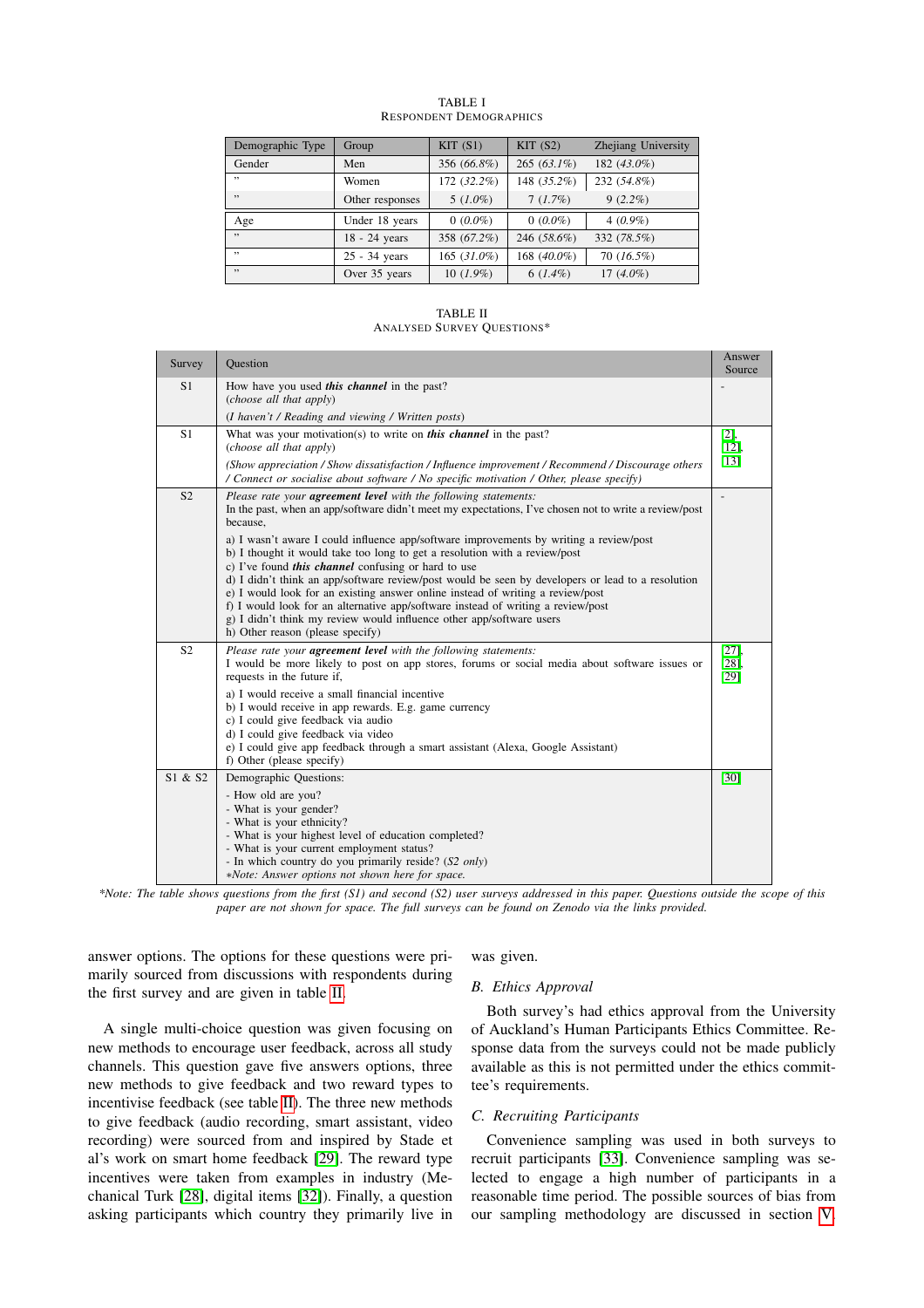TABLE I
RESPONDENT DEMOGRAPHICS

| Demographic Type | Group | KIT (S1) | KIT (S2) | Zhejiang University |
|---|---|---|---|---|
| Gender | Men | 356 (*66.8%*) | 265 (*63.1%*) | 182 (*43.0%*) |
| " | Women | 172 (*32.2%*) | 148 (*35.2%*) | 232 (*54.8%*) |
| " | Other responses | 5 (*1.0%*) | 7 (*1.7%*) | 9 (*2.2%*) |
| Age | Under 18 years | 0 (*0.0%*) | 0 (*0.0%*) | 4 (*0.9%*) |
| " | 18 - 24 years | 358 (*67.2%*) | 246 (*58.6%*) | 332 (*78.5%*) |
| " | 25 - 34 years | 165 (*31.0%*) | 168 (*40.0%*) | 70 (*16.5%*) |
| " | Over 35 years | 10 (*1.9%*) | 6 (*1.4%*) | 17 (*4.0%*) |

TABLE II
ANALYSED SURVEY QUESTIONS*

| Survey | Question | Answer Source |
|---|---|---|
| S1 | How have you used ***this channel*** in the past?<br>(*choose all that apply*)<br>(*I haven't / Reading and viewing / Written posts*) | - |
| S1 | What was your motivation(s) to write on ***this channel*** in the past?<br>(*choose all that apply*)<br>(*Show appreciation / Show dissatisfaction / Influence improvement / Recommend / Discourage others / Connect or socialise about software / No specific motivation / Other, please specify*) | [2], [12], [13] |
| S2 | *Please rate your **agreement level** with the following statements:*<br>In the past, when an app/software didn't meet my expectations, I've chosen not to write a review/post because,<br>a) I wasn't aware I could influence app/software improvements by writing a review/post<br>b) I thought it would take too long to get a resolution with a review/post<br>c) I've found ***this channel*** confusing or hard to use<br>d) I didn't think an app/software review/post would be seen by developers or lead to a resolution<br>e) I would look for an existing answer online instead of writing a review/post<br>f) I would look for an alternative app/software instead of writing a review/post<br>g) I didn't think my review would influence other app/software users<br>h) Other reason (please specify) | - |
| S2 | *Please rate your **agreement level** with the following statements:*<br>I would be more likely to post on app stores, forums or social media about software issues or requests in the future if,<br>a) I would receive a small financial incentive<br>b) I would receive in app rewards. E.g. game currency<br>c) I could give feedback via audio<br>d) I could give feedback via video<br>e) I could give app feedback through a smart assistant (Alexa, Google Assistant)<br>f) Other (please specify) | [27], [28], [29] |
| S1 & S2 | Demographic Questions:<br>- How old are you?<br>- What is your gender?<br>- What is your ethnicity?<br>- What is your highest level of education completed?<br>- What is your current employment status?<br>- In which country do you primarily reside? (*S2 only*)<br>*\*Note: Answer options not shown here for space.* | [30] |

*\*Note: The table shows questions from the first (S1) and second (S2) user surveys addressed in this paper. Questions outside the scope of this paper are not shown for space. The full surveys can be found on Zenodo via the links provided.*

answer options. The options for these questions were primarily sourced from discussions with respondents during the first survey and are given in table II.

A single multi-choice question was given focusing on new methods to encourage user feedback, across all study channels. This question gave five answers options, three new methods to give feedback and two reward types to incentivise feedback (see table II). The three new methods to give feedback (audio recording, smart assistant, video recording) were sourced from and inspired by Stade et al's work on smart home feedback [29]. The reward type incentives were taken from examples in industry (Mechanical Turk [28], digital items [32]). Finally, a question asking participants which country they primarily live in was given.

## B. Ethics Approval

Both survey's had ethics approval from the University of Auckland's Human Participants Ethics Committee. Response data from the surveys could not be made publicly available as this is not permitted under the ethics committee's requirements.

## C. Recruiting Participants

Convenience sampling was used in both surveys to recruit participants [33]. Convenience sampling was selected to engage a high number of participants in a reasonable time period. The possible sources of bias from our sampling methodology are discussed in section V.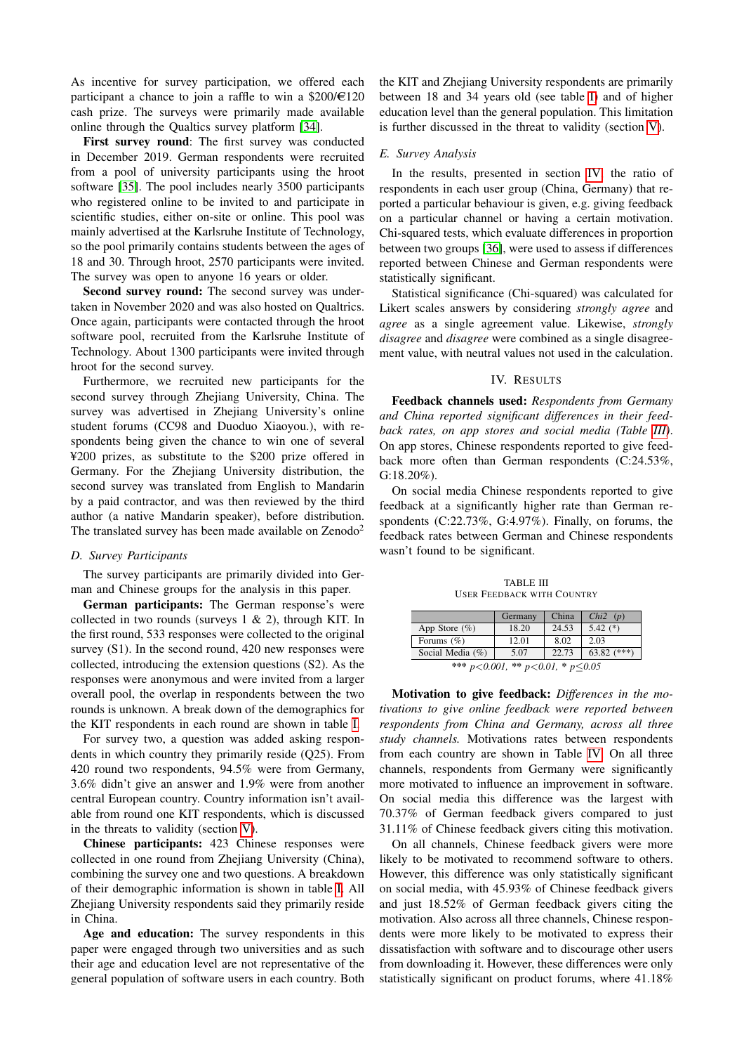As incentive for survey participation, we offered each participant a chance to join a raffle to win a $200/€120 cash prize. The surveys were primarily made available online through the Qualtics survey platform [34].

**First survey round**: The first survey was conducted in December 2019. German respondents were recruited from a pool of university participants using the hroot software [35]. The pool includes nearly 3500 participants who registered online to be invited to and participate in scientific studies, either on-site or online. This pool was mainly advertised at the Karlsruhe Institute of Technology, so the pool primarily contains students between the ages of 18 and 30. Through hroot, 2570 participants were invited. The survey was open to anyone 16 years or older.

**Second survey round:** The second survey was undertaken in November 2020 and was also hosted on Qualtrics. Once again, participants were contacted through the hroot software pool, recruited from the Karlsruhe Institute of Technology. About 1300 participants were invited through hroot for the second survey.

Furthermore, we recruited new participants for the second survey through Zhejiang University, China. The survey was advertised in Zhejiang University's online student forums (CC98 and Duoduo Xiaoyou.), with respondents being given the chance to win one of several ¥200 prizes, as substitute to the $200 prize offered in Germany. For the Zhejiang University distribution, the second survey was translated from English to Mandarin by a paid contractor, and was then reviewed by the third author (a native Mandarin speaker), before distribution. The translated survey has been made available on Zenodo[2]

### *D. Survey Participants*

The survey participants are primarily divided into German and Chinese groups for the analysis in this paper.

**German participants:** The German response's were collected in two rounds (surveys 1 & 2), through KIT. In the first round, 533 responses were collected to the original survey (S1). In the second round, 420 new responses were collected, introducing the extension questions (S2). As the responses were anonymous and were invited from a larger overall pool, the overlap in respondents between the two rounds is unknown. A break down of the demographics for the KIT respondents in each round are shown in table I.

For survey two, a question was added asking respondents in which country they primarily reside (Q25). From 420 round two respondents, 94.5% were from Germany, 3.6% didn't give an answer and 1.9% were from another central European country. Country information isn't available from round one KIT respondents, which is discussed in the threats to validity (section V).

**Chinese participants:** 423 Chinese responses were collected in one round from Zhejiang University (China), combining the survey one and two questions. A breakdown of their demographic information is shown in table I. All Zhejiang University respondents said they primarily reside in China.

**Age and education:** The survey respondents in this paper were engaged through two universities and as such their age and education level are not representative of the general population of software users in each country. Both the KIT and Zhejiang University respondents are primarily between 18 and 34 years old (see table I) and of higher education level than the general population. This limitation is further discussed in the threat to validity (section V).

### *E. Survey Analysis*

In the results, presented in section IV, the ratio of respondents in each user group (China, Germany) that reported a particular behaviour is given, e.g. giving feedback on a particular channel or having a certain motivation. Chi-squared tests, which evaluate differences in proportion between two groups [36], were used to assess if differences reported between Chinese and German respondents were statistically significant.

Statistical significance (Chi-squared) was calculated for Likert scales answers by considering *strongly agree* and *agree* as a single agreement value. Likewise, *strongly disagree* and *disagree* were combined as a single disagreement value, with neutral values not used in the calculation.

## IV. Results

**Feedback channels used:** *Respondents from Germany and China reported significant differences in their feedback rates, on app stores and social media (Table III).* On app stores, Chinese respondents reported to give feedback more often than German respondents (C:24.53%, G:18.20%).

On social media Chinese respondents reported to give feedback at a significantly higher rate than German respondents (C:22.73%, G:4.97%). Finally, on forums, the feedback rates between German and Chinese respondents wasn't found to be significant.

TABLE III
User Feedback with Country

| | Germany | China | *Chi2 (p)* |
|---|---|---|---|
| App Store (%) | 18.20 | 24.53 | 5.42 (*) |
| Forums (%) | 12.01 | 8.02 | 2.03 |
| Social Media (%) | 5.07 | 22.73 | 63.82 (***) |

*** $p<0.001$, ** $p<0.01$, * $p\leq0.05$

**Motivation to give feedback:** *Differences in the motivations to give online feedback were reported between respondents from China and Germany, across all three study channels.* Motivations rates between respondents from each country are shown in Table IV. On all three channels, respondents from Germany were significantly more motivated to influence an improvement in software. On social media this difference was the largest with 70.37% of German feedback givers compared to just 31.11% of Chinese feedback givers citing this motivation.

On all channels, Chinese feedback givers were more likely to be motivated to recommend software to others. However, this difference was only statistically significant on social media, with 45.93% of Chinese feedback givers and just 18.52% of German feedback givers citing the motivation. Also across all three channels, Chinese respondents were more likely to be motivated to express their dissatisfaction with software and to discourage other users from downloading it. However, these differences were only statistically significant on product forums, where 41.18%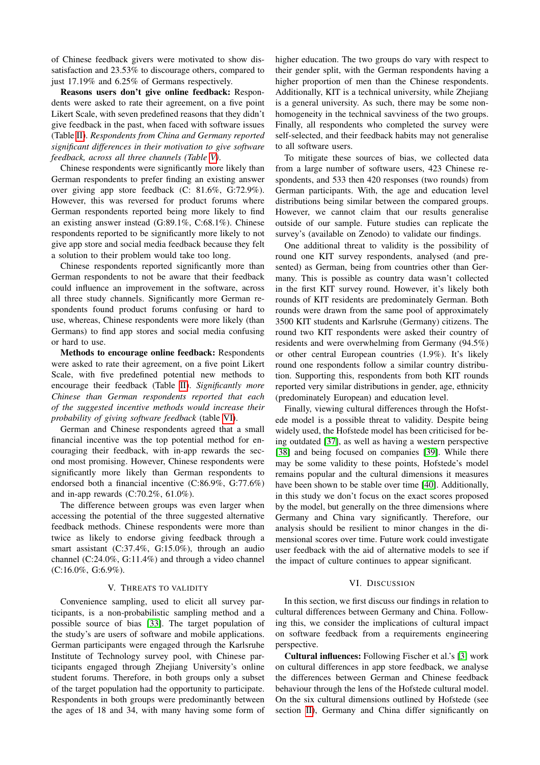of Chinese feedback givers were motivated to show dissatisfaction and 23.53% to discourage others, compared to just 17.19% and 6.25% of Germans respectively.

**Reasons users don't give online feedback:** Respondents were asked to rate their agreement, on a five point Likert Scale, with seven predefined reasons that they didn't give feedback in the past, when faced with software issues (Table II). *Respondents from China and Germany reported significant differences in their motivation to give software feedback, across all three channels (Table V).*

Chinese respondents were significantly more likely than German respondents to prefer finding an existing answer over giving app store feedback (C: 81.6%, G:72.9%). However, this was reversed for product forums where German respondents reported being more likely to find an existing answer instead (G:89.1%, C:68.1%). Chinese respondents reported to be significantly more likely to not give app store and social media feedback because they felt a solution to their problem would take too long.

Chinese respondents reported significantly more than German respondents to not be aware that their feedback could influence an improvement in the software, across all three study channels. Significantly more German respondents found product forums confusing or hard to use, whereas, Chinese respondents were more likely (than Germans) to find app stores and social media confusing or hard to use.

**Methods to encourage online feedback:** Respondents were asked to rate their agreement, on a five point Likert Scale, with five predefined potential new methods to encourage their feedback (Table II). *Significantly more Chinese than German respondents reported that each of the suggested incentive methods would increase their probability of giving software feedback* (table VI).

German and Chinese respondents agreed that a small financial incentive was the top potential method for encouraging their feedback, with in-app rewards the second most promising. However, Chinese respondents were significantly more likely than German respondents to endorsed both a financial incentive (C:86.9%, G:77.6%) and in-app rewards (C:70.2%, 61.0%).

The difference between groups was even larger when accessing the potential of the three suggested alternative feedback methods. Chinese respondents were more than twice as likely to endorse giving feedback through a smart assistant (C:37.4%, G:15.0%), through an audio channel (C:24.0%, G:11.4%) and through a video channel (C:16.0%, G:6.9%).

## V. Threats to validity

Convenience sampling, used to elicit all survey participants, is a non-probabilistic sampling method and a possible source of bias [33]. The target population of the study's are users of software and mobile applications. German participants were engaged through the Karlsruhe Institute of Technology survey pool, with Chinese participants engaged through Zhejiang University's online student forums. Therefore, in both groups only a subset of the target population had the opportunity to participate. Respondents in both groups were predominantly between the ages of 18 and 34, with many having some form of higher education. The two groups do vary with respect to their gender split, with the German respondents having a higher proportion of men than the Chinese respondents. Additionally, KIT is a technical university, while Zhejiang is a general university. As such, there may be some non-homogeneity in the technical savviness of the two groups. Finally, all respondents who completed the survey were self-selected, and their feedback habits may not generalise to all software users.

To mitigate these sources of bias, we collected data from a large number of software users, 423 Chinese respondents, and 533 then 420 responses (two rounds) from German participants. With, the age and education level distributions being similar between the compared groups. However, we cannot claim that our results generalise outside of our sample. Future studies can replicate the survey's (available on Zenodo) to validate our findings.

One additional threat to validity is the possibility of round one KIT survey respondents, analysed (and presented) as German, being from countries other than Germany. This is possible as country data wasn't collected in the first KIT survey round. However, it's likely both rounds of KIT residents are predominately German. Both rounds were drawn from the same pool of approximately 3500 KIT students and Karlsruhe (Germany) citizens. The round two KIT respondents were asked their country of residents and were overwhelming from Germany (94.5%) or other central European countries (1.9%). It's likely round one respondents follow a similar country distribution. Supporting this, respondents from both KIT rounds reported very similar distributions in gender, age, ethnicity (predominately European) and education level.

Finally, viewing cultural differences through the Hofstede model is a possible threat to validity. Despite being widely used, the Hofstede model has been criticised for being outdated [37], as well as having a western perspective [38] and being focused on companies [39]. While there may be some validity to these points, Hofstede's model remains popular and the cultural dimensions it measures have been shown to be stable over time [40]. Additionally, in this study we don't focus on the exact scores proposed by the model, but generally on the three dimensions where Germany and China vary significantly. Therefore, our analysis should be resilient to minor changes in the dimensional scores over time. Future work could investigate user feedback with the aid of alternative models to see if the impact of culture continues to appear significant.

## VI. Discussion

In this section, we first discuss our findings in relation to cultural differences between Germany and China. Following this, we consider the implications of cultural impact on software feedback from a requirements engineering perspective.

**Cultural influences:** Following Fischer et al.'s [3] work on cultural differences in app store feedback, we analyse the differences between German and Chinese feedback behaviour through the lens of the Hofstede cultural model. On the six cultural dimensions outlined by Hofstede (see section II), Germany and China differ significantly on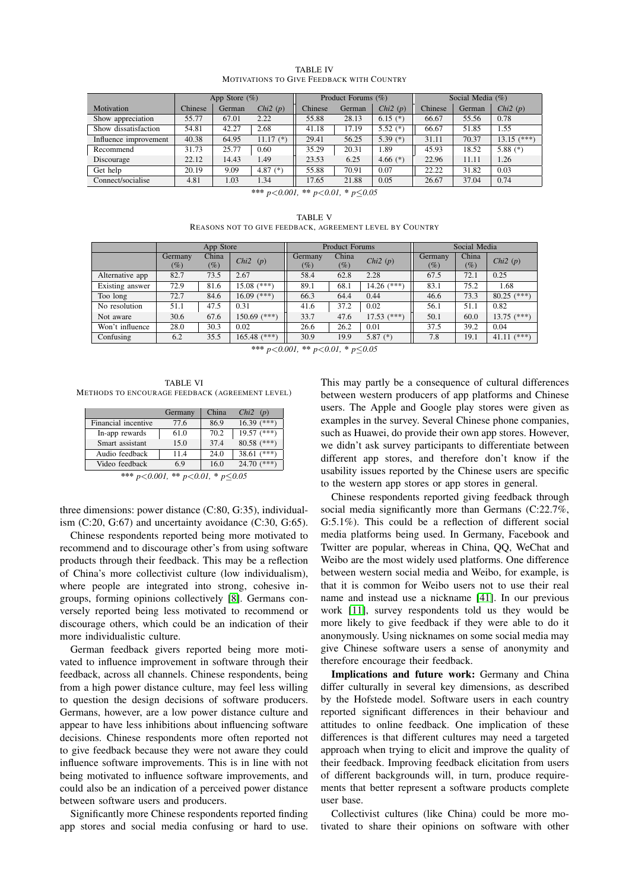TABLE IV
MOTIVATIONS TO GIVE FEEDBACK WITH COUNTRY

| | App Store (%) | | | Product Forums (%) | | | Social Media (%) | | |
|---|---|---|---|---|---|---|---|---|---|
| Motivation | Chinese | German | *Chi2 (p)* | Chinese | German | *Chi2 (p)* | Chinese | German | *Chi2 (p)* |
| Show appreciation | 55.77 | 67.01 | 2.22 | 55.88 | 28.13 | 6.15 (*) | 66.67 | 55.56 | 0.78 |
| Show dissatisfaction | 54.81 | 42.27 | 2.68 | 41.18 | 17.19 | 5.52 (*) | 66.67 | 51.85 | 1.55 |
| Influence improvement | 40.38 | 64.95 | 11.17 (*) | 29.41 | 56.25 | 5.39 (*) | 31.11 | 70.37 | 13.15 (***) |
| Recommend | 31.73 | 25.77 | 0.60 | 35.29 | 20.31 | 1.89 | 45.93 | 18.52 | 5.88 (*) |
| Discourage | 22.12 | 14.43 | 1.49 | 23.53 | 6.25 | 4.66 (*) | 22.96 | 11.11 | 1.26 |
| Get help | 20.19 | 9.09 | 4.87 (*) | 55.88 | 70.91 | 0.07 | 22.22 | 31.82 | 0.03 |
| Connect/socialise | 4.81 | 1.03 | 1.34 | 17.65 | 21.88 | 0.05 | 26.67 | 37.04 | 0.74 |

*** $p<0.001$, ** $p<0.01$, * $p\leq0.05$

TABLE V
REASONS NOT TO GIVE FEEDBACK, AGREEMENT LEVEL BY COUNTRY

| | App Store | | | Product Forums | | | Social Media | | |
|---|---|---|---|---|---|---|---|---|---|
| | Germany (%) | China (%) | *Chi2 (p)* | Germany (%) | China (%) | *Chi2 (p)* | Germany (%) | China (%) | *Chi2 (p)* |
| Alternative app | 82.7 | 73.5 | 2.67 | 58.4 | 62.8 | 2.28 | 67.5 | 72.1 | 0.25 |
| Existing answer | 72.9 | 81.6 | 15.08 (***) | 89.1 | 68.1 | 14.26 (***) | 83.1 | 75.2 | 1.68 |
| Too long | 72.7 | 84.6 | 16.09 (***) | 66.3 | 64.4 | 0.44 | 46.6 | 73.3 | 80.25 (***) |
| No resolution | 51.1 | 47.5 | 0.31 | 41.6 | 37.2 | 0.02 | 56.1 | 51.1 | 0.82 |
| Not aware | 30.6 | 67.6 | 150.69 (***) | 33.7 | 47.6 | 17.53 (***) | 50.1 | 60.0 | 13.75 (***) |
| Won't influence | 28.0 | 30.3 | 0.02 | 26.6 | 26.2 | 0.01 | 37.5 | 39.2 | 0.04 |
| Confusing | 6.2 | 35.5 | 165.48 (***) | 30.9 | 19.9 | 5.87 (*) | 7.8 | 19.1 | 41.11 (***) |

*** $p<0.001$, ** $p<0.01$, * $p\leq0.05$

TABLE VI
METHODS TO ENCOURAGE FEEDBACK (AGREEMENT LEVEL)

| | Germany | China | *Chi2 (p)* |
|---|---|---|---|
| Financial incentive | 77.6 | 86.9 | 16.39 (***) |
| In-app rewards | 61.0 | 70.2 | 19.57 (***) |
| Smart assistant | 15.0 | 37.4 | 80.58 (***) |
| Audio feedback | 11.4 | 24.0 | 38.61 (***) |
| Video feedback | 6.9 | 16.0 | 24.70 (***) |

*** $p<0.001$, ** $p<0.01$, * $p\leq0.05$

three dimensions: power distance (C:80, G:35), individualism (C:20, G:67) and uncertainty avoidance (C:30, G:65).

Chinese respondents reported being more motivated to recommend and to discourage other's from using software products through their feedback. This may be a reflection of China's more collectivist culture (low individualism), where people are integrated into strong, cohesive in-groups, forming opinions collectively [8]. Germans conversely reported being less motivated to recommend or discourage others, which could be an indication of their more individualistic culture.

German feedback givers reported being more motivated to influence improvement in software through their feedback, across all channels. Chinese respondents, being from a high power distance culture, may feel less willing to question the design decisions of software producers. Germans, however, are a low power distance culture and appear to have less inhibitions about influencing software decisions. Chinese respondents more often reported not to give feedback because they were not aware they could influence software improvements. This is in line with not being motivated to influence software improvements, and could also be an indication of a perceived power distance between software users and producers.

Significantly more Chinese respondents reported finding app stores and social media confusing or hard to use. This may partly be a consequence of cultural differences between western producers of app platforms and Chinese users. The Apple and Google play stores were given as examples in the survey. Several Chinese phone companies, such as Huawei, do provide their own app stores. However, we didn't ask survey participants to differentiate between different app stores, and therefore don't know if the usability issues reported by the Chinese users are specific to the western app stores or app stores in general.

Chinese respondents reported giving feedback through social media significantly more than Germans (C:22.7%, G:5.1%). This could be a reflection of different social media platforms being used. In Germany, Facebook and Twitter are popular, whereas in China, QQ, WeChat and Weibo are the most widely used platforms. One difference between western social media and Weibo, for example, is that it is common for Weibo users not to use their real name and instead use a nickname [41]. In our previous work [11], survey respondents told us they would be more likely to give feedback if they were able to do it anonymously. Using nicknames on some social media may give Chinese software users a sense of anonymity and therefore encourage their feedback.

**Implications and future work:** Germany and China differ culturally in several key dimensions, as described by the Hofstede model. Software users in each country reported significant differences in their behaviour and attitudes to online feedback. One implication of these differences is that different cultures may need a targeted approach when trying to elicit and improve the quality of their feedback. Improving feedback elicitation from users of different backgrounds will, in turn, produce requirements that better represent a software products complete user base.

Collectivist cultures (like China) could be more motivated to share their opinions on software with other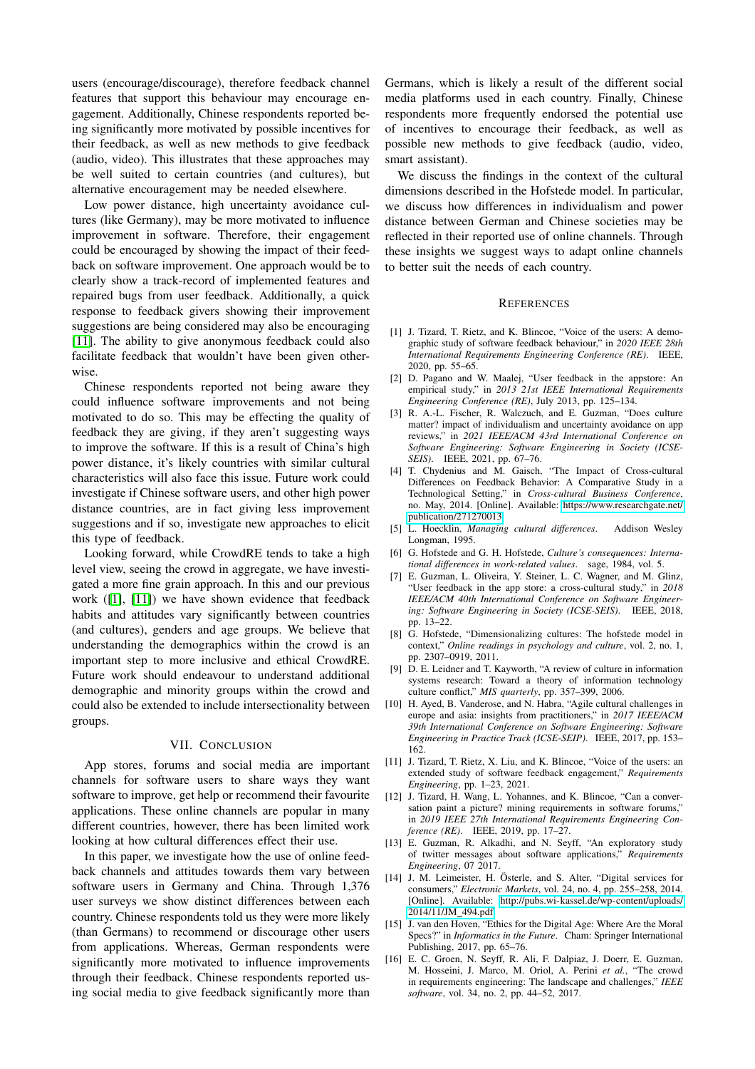users (encourage/discourage), therefore feedback channel features that support this behaviour may encourage engagement. Additionally, Chinese respondents reported being significantly more motivated by possible incentives for their feedback, as well as new methods to give feedback (audio, video). This illustrates that these approaches may be well suited to certain countries (and cultures), but alternative encouragement may be needed elsewhere.

Low power distance, high uncertainty avoidance cultures (like Germany), may be more motivated to influence improvement in software. Therefore, their engagement could be encouraged by showing the impact of their feedback on software improvement. One approach would be to clearly show a track-record of implemented features and repaired bugs from user feedback. Additionally, a quick response to feedback givers showing their improvement suggestions are being considered may also be encouraging [11]. The ability to give anonymous feedback could also facilitate feedback that wouldn't have been given otherwise.

Chinese respondents reported not being aware they could influence software improvements and not being motivated to do so. This may be effecting the quality of feedback they are giving, if they aren't suggesting ways to improve the software. If this is a result of China's high power distance, it's likely countries with similar cultural characteristics will also face this issue. Future work could investigate if Chinese software users, and other high power distance countries, are in fact giving less improvement suggestions and if so, investigate new approaches to elicit this type of feedback.

Looking forward, while CrowdRE tends to take a high level view, seeing the crowd in aggregate, we have investigated a more fine grain approach. In this and our previous work ([1], [11]) we have shown evidence that feedback habits and attitudes vary significantly between countries (and cultures), genders and age groups. We believe that understanding the demographics within the crowd is an important step to more inclusive and ethical CrowdRE. Future work should endeavour to understand additional demographic and minority groups within the crowd and could also be extended to include intersectionality between groups.

## VII. Conclusion

App stores, forums and social media are important channels for software users to share ways they want software to improve, get help or recommend their favourite applications. These online channels are popular in many different countries, however, there has been limited work looking at how cultural differences effect their use.

In this paper, we investigate how the use of online feedback channels and attitudes towards them vary between software users in Germany and China. Through 1,376 user surveys we show distinct differences between each country. Chinese respondents told us they were more likely (than Germans) to recommend or discourage other users from applications. Whereas, German respondents were significantly more motivated to influence improvements through their feedback. Chinese respondents reported using social media to give feedback significantly more than Germans, which is likely a result of the different social media platforms used in each country. Finally, Chinese respondents more frequently endorsed the potential use of incentives to encourage their feedback, as well as possible new methods to give feedback (audio, video, smart assistant).

We discuss the findings in the context of the cultural dimensions described in the Hofstede model. In particular, we discuss how differences in individualism and power distance between German and Chinese societies may be reflected in their reported use of online channels. Through these insights we suggest ways to adapt online channels to better suit the needs of each country.

## References

[1] J. Tizard, T. Rietz, and K. Blincoe, "Voice of the users: A demographic study of software feedback behaviour," in *2020 IEEE 28th International Requirements Engineering Conference (RE)*. IEEE, 2020, pp. 55–65.

[2] D. Pagano and W. Maalej, "User feedback in the appstore: An empirical study," in *2013 21st IEEE International Requirements Engineering Conference (RE)*, July 2013, pp. 125–134.

[3] R. A.-L. Fischer, R. Walczuch, and E. Guzman, "Does culture matter? impact of individualism and uncertainty avoidance on app reviews," in *2021 IEEE/ACM 43rd International Conference on Software Engineering: Software Engineering in Society (ICSE-SEIS)*. IEEE, 2021, pp. 67–76.

[4] T. Chydenius and M. Gaisch, "The Impact of Cross-cultural Differences on Feedback Behavior: A Comparative Study in a Technological Setting," in *Cross-cultural Business Conference*, no. May, 2014. [Online]. Available: https://www.researchgate.net/publication/271270013

[5] L. Hoecklin, *Managing cultural differences*. Addison Wesley Longman, 1995.

[6] G. Hofstede and G. H. Hofstede, *Culture's consequences: International differences in work-related values*. sage, 1984, vol. 5.

[7] E. Guzman, L. Oliveira, Y. Steiner, L. C. Wagner, and M. Glinz, "User feedback in the app store: a cross-cultural study," in *2018 IEEE/ACM 40th International Conference on Software Engineering: Software Engineering in Society (ICSE-SEIS)*. IEEE, 2018, pp. 13–22.

[8] G. Hofstede, "Dimensionalizing cultures: The hofstede model in context," *Online readings in psychology and culture*, vol. 2, no. 1, pp. 2307–0919, 2011.

[9] D. E. Leidner and T. Kayworth, "A review of culture in information systems research: Toward a theory of information technology culture conflict," *MIS quarterly*, pp. 357–399, 2006.

[10] H. Ayed, B. Vanderose, and N. Habra, "Agile cultural challenges in europe and asia: insights from practitioners," in *2017 IEEE/ACM 39th International Conference on Software Engineering: Software Engineering in Practice Track (ICSE-SEIP)*. IEEE, 2017, pp. 153–162.

[11] J. Tizard, T. Rietz, X. Liu, and K. Blincoe, "Voice of the users: an extended study of software feedback engagement," *Requirements Engineering*, pp. 1–23, 2021.

[12] J. Tizard, H. Wang, L. Yohannes, and K. Blincoe, "Can a conversation paint a picture? mining requirements in software forums," in *2019 IEEE 27th International Requirements Engineering Conference (RE)*. IEEE, 2019, pp. 17–27.

[13] E. Guzman, R. Alkadhi, and N. Seyff, "An exploratory study of twitter messages about software applications," *Requirements Engineering*, 07 2017.

[14] J. M. Leimeister, H. Österle, and S. Alter, "Digital services for consumers," *Electronic Markets*, vol. 24, no. 4, pp. 255–258, 2014. [Online]. Available: http://pubs.wi-kassel.de/wp-content/uploads/2014/11/JM_494.pdf

[15] J. van den Hoven, "Ethics for the Digital Age: Where Are the Moral Specs?" in *Informatics in the Future*. Cham: Springer International Publishing, 2017, pp. 65–76.

[16] E. C. Groen, N. Seyff, R. Ali, F. Dalpiaz, J. Doerr, E. Guzman, M. Hosseini, J. Marco, M. Oriol, A. Perini *et al.*, "The crowd in requirements engineering: The landscape and challenges," *IEEE software*, vol. 34, no. 2, pp. 44–52, 2017.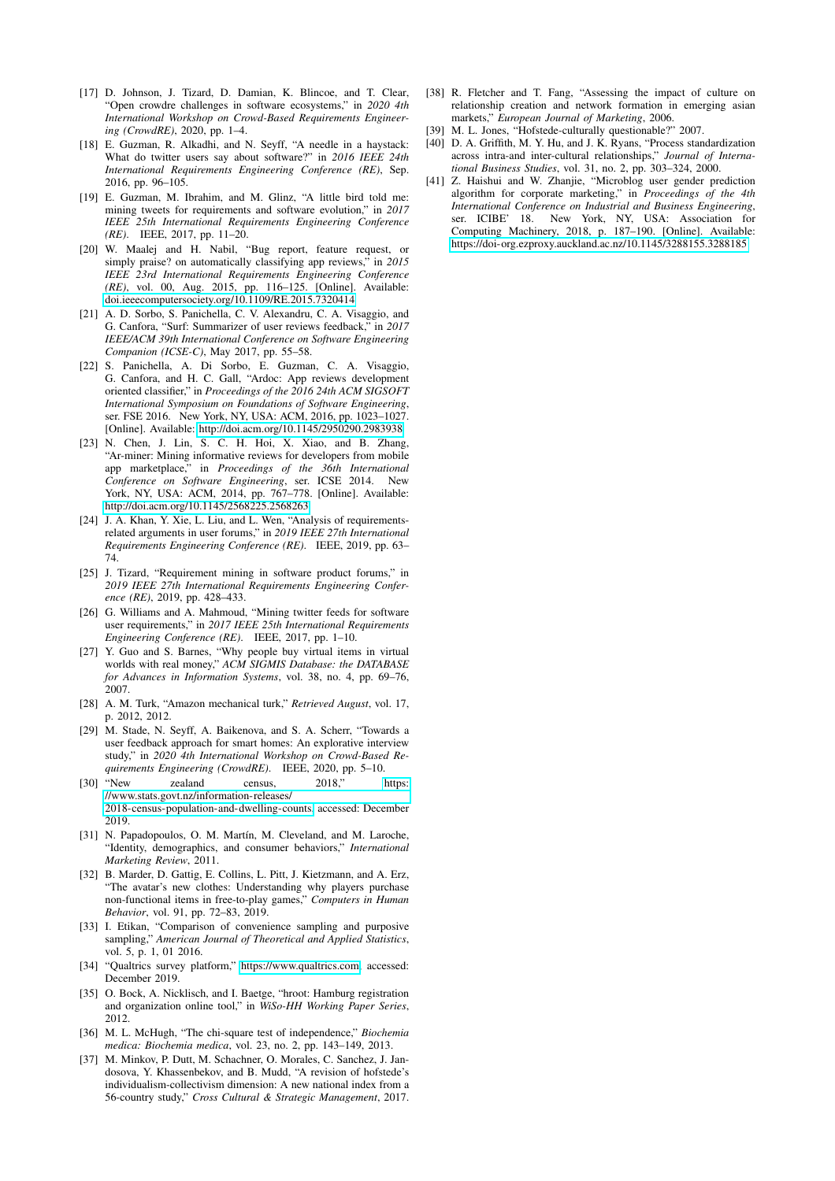[17] D. Johnson, J. Tizard, D. Damian, K. Blincoe, and T. Clear, "Open crowdre challenges in software ecosystems," in *2020 4th International Workshop on Crowd-Based Requirements Engineering (CrowdRE)*, 2020, pp. 1–4.

[18] E. Guzman, R. Alkadhi, and N. Seyff, "A needle in a haystack: What do twitter users say about software?" in *2016 IEEE 24th International Requirements Engineering Conference (RE)*, Sep. 2016, pp. 96–105.

[19] E. Guzman, M. Ibrahim, and M. Glinz, "A little bird told me: mining tweets for requirements and software evolution," in *2017 IEEE 25th International Requirements Engineering Conference (RE)*. IEEE, 2017, pp. 11–20.

[20] W. Maalej and H. Nabil, "Bug report, feature request, or simply praise? on automatically classifying app reviews," in *2015 IEEE 23rd International Requirements Engineering Conference (RE)*, vol. 00, Aug. 2015, pp. 116–125. [Online]. Available: doi.ieeecomputersociety.org/10.1109/RE.2015.7320414

[21] A. D. Sorbo, S. Panichella, C. V. Alexandru, C. A. Visaggio, and G. Canfora, "Surf: Summarizer of user reviews feedback," in *2017 IEEE/ACM 39th International Conference on Software Engineering Companion (ICSE-C)*, May 2017, pp. 55–58.

[22] S. Panichella, A. Di Sorbo, E. Guzman, C. A. Visaggio, G. Canfora, and H. C. Gall, "Ardoc: App reviews development oriented classifier," in *Proceedings of the 2016 24th ACM SIGSOFT International Symposium on Foundations of Software Engineering*, ser. FSE 2016. New York, NY, USA: ACM, 2016, pp. 1023–1027. [Online]. Available: http://doi.acm.org/10.1145/2950290.2983938

[23] N. Chen, J. Lin, S. C. H. Hoi, X. Xiao, and B. Zhang, "Ar-miner: Mining informative reviews for developers from mobile app marketplace," in *Proceedings of the 36th International Conference on Software Engineering*, ser. ICSE 2014. New York, NY, USA: ACM, 2014, pp. 767–778. [Online]. Available: http://doi.acm.org/10.1145/2568225.2568263

[24] J. A. Khan, Y. Xie, L. Liu, and L. Wen, "Analysis of requirements-related arguments in user forums," in *2019 IEEE 27th International Requirements Engineering Conference (RE)*. IEEE, 2019, pp. 63–74.

[25] J. Tizard, "Requirement mining in software product forums," in *2019 IEEE 27th International Requirements Engineering Conference (RE)*, 2019, pp. 428–433.

[26] G. Williams and A. Mahmoud, "Mining twitter feeds for software user requirements," in *2017 IEEE 25th International Requirements Engineering Conference (RE)*. IEEE, 2017, pp. 1–10.

[27] Y. Guo and S. Barnes, "Why people buy virtual items in virtual worlds with real money," *ACM SIGMIS Database: the DATABASE for Advances in Information Systems*, vol. 38, no. 4, pp. 69–76, 2007.

[28] A. M. Turk, "Amazon mechanical turk," *Retrieved August*, vol. 17, p. 2012, 2012.

[29] M. Stade, N. Seyff, A. Baikenova, and S. A. Scherr, "Towards a user feedback approach for smart homes: An explorative interview study," in *2020 4th International Workshop on Crowd-Based Requirements Engineering (CrowdRE)*. IEEE, 2020, pp. 5–10.

[30] "New zealand census, 2018," https://www.stats.govt.nz/information-releases/2018-census-population-and-dwelling-counts, accessed: December 2019.

[31] N. Papadopoulos, O. M. Martín, M. Cleveland, and M. Laroche, "Identity, demographics, and consumer behaviors," *International Marketing Review*, 2011.

[32] B. Marder, D. Gattig, E. Collins, L. Pitt, J. Kietzmann, and A. Erz, "The avatar's new clothes: Understanding why players purchase non-functional items in free-to-play games," *Computers in Human Behavior*, vol. 91, pp. 72–83, 2019.

[33] I. Etikan, "Comparison of convenience sampling and purposive sampling," *American Journal of Theoretical and Applied Statistics*, vol. 5, p. 1, 01 2016.

[34] "Qualtrics survey platform," https://www.qualtrics.com, accessed: December 2019.

[35] O. Bock, A. Nicklisch, and I. Baetge, "hroot: Hamburg registration and organization online tool," in *WiSo-HH Working Paper Series*, 2012.

[36] M. L. McHugh, "The chi-square test of independence," *Biochemia medica: Biochemia medica*, vol. 23, no. 2, pp. 143–149, 2013.

[37] M. Minkov, P. Dutt, M. Schachner, O. Morales, C. Sanchez, J. Jandosova, Y. Khassenbekov, and B. Mudd, "A revision of hofstede's individualism-collectivism dimension: A new national index from a 56-country study," *Cross Cultural & Strategic Management*, 2017.

[38] R. Fletcher and T. Fang, "Assessing the impact of culture on relationship creation and network formation in emerging asian markets," *European Journal of Marketing*, 2006.

[39] M. L. Jones, "Hofstede-culturally questionable?" 2007.

[40] D. A. Griffith, M. Y. Hu, and J. K. Ryans, "Process standardization across intra-and inter-cultural relationships," *Journal of International Business Studies*, vol. 31, no. 2, pp. 303–324, 2000.

[41] Z. Haishui and W. Zhanjie, "Microblog user gender prediction algorithm for corporate marketing," in *Proceedings of the 4th International Conference on Industrial and Business Engineering*, ser. ICIBE' 18. New York, NY, USA: Association for Computing Machinery, 2018, p. 187–190. [Online]. Available: https://doi-org.ezproxy.auckland.ac.nz/10.1145/3288155.3288185